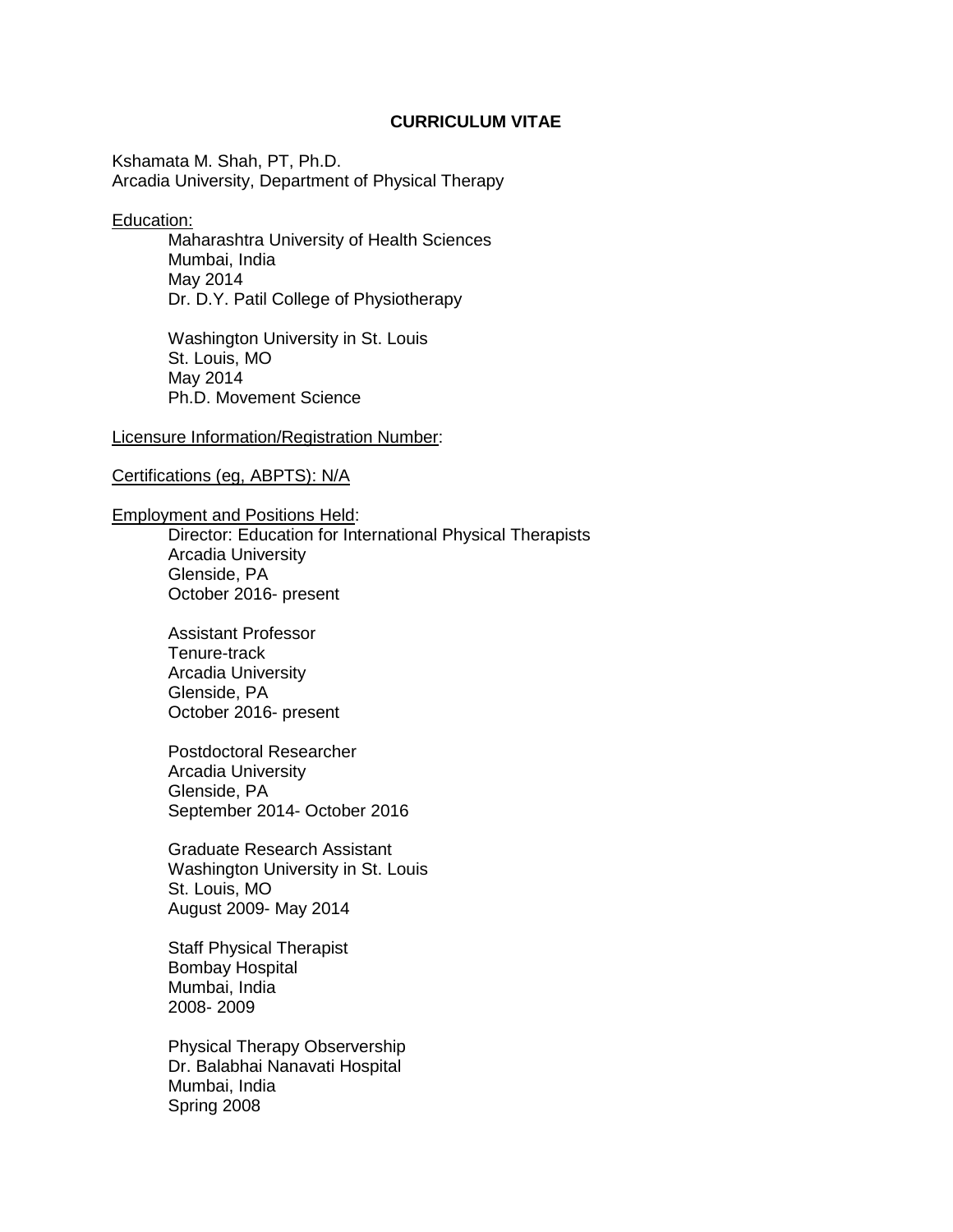# CURRICULUM VITAE

Kshamata M. Shah, PT, Ph.D.
Arcadia University, Department of Physical Therapy

Education:

Maharashtra University of Health Sciences
Mumbai, India
May 2014
Dr. D.Y. Patil College of Physiotherapy

Washington University in St. Louis
St. Louis, MO
May 2014
Ph.D. Movement Science

Licensure Information/Registration Number:

Certifications (eg, ABPTS): N/A

Employment and Positions Held:

Director: Education for International Physical Therapists
Arcadia University
Glenside, PA
October 2016- present

Assistant Professor
Tenure-track
Arcadia University
Glenside, PA
October 2016- present

Postdoctoral Researcher
Arcadia University
Glenside, PA
September 2014- October 2016

Graduate Research Assistant
Washington University in St. Louis
St. Louis, MO
August 2009- May 2014

Staff Physical Therapist
Bombay Hospital
Mumbai, India
2008- 2009

Physical Therapy Observership
Dr. Balabhai Nanavati Hospital
Mumbai, India
Spring 2008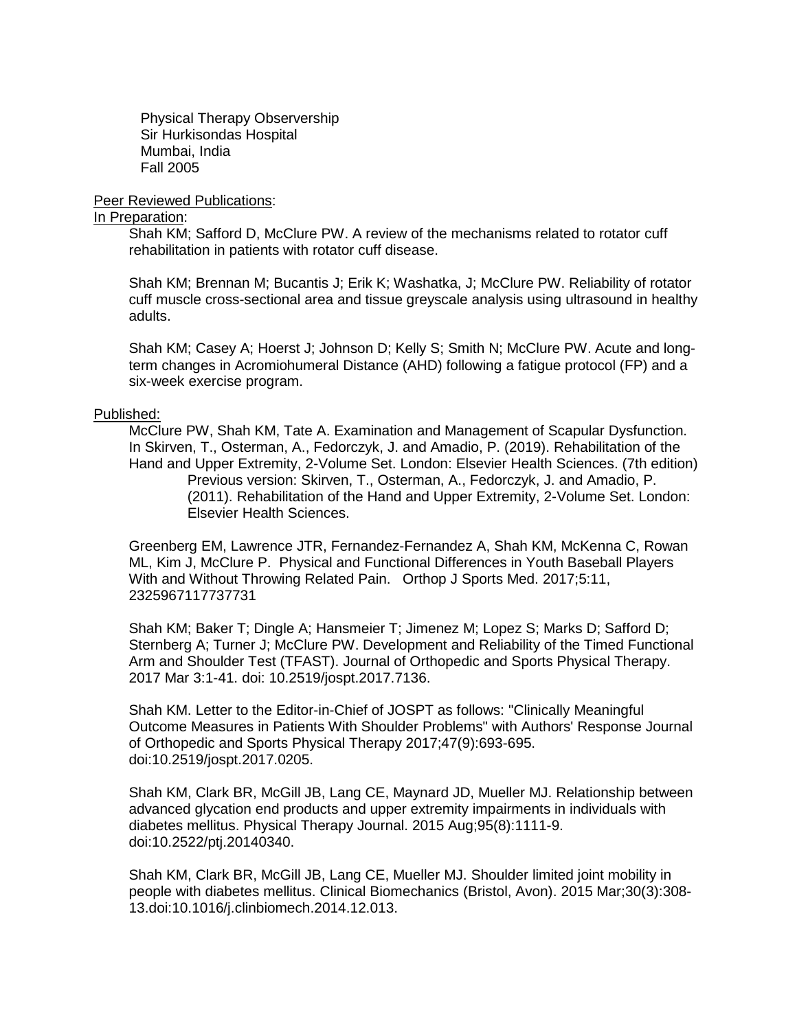Physical Therapy Observership
Sir Hurkisondas Hospital
Mumbai, India
Fall 2005

Peer Reviewed Publications:

In Preparation:

Shah KM; Safford D, McClure PW. A review of the mechanisms related to rotator cuff rehabilitation in patients with rotator cuff disease.

Shah KM; Brennan M; Bucantis J; Erik K; Washatka, J; McClure PW. Reliability of rotator cuff muscle cross-sectional area and tissue greyscale analysis using ultrasound in healthy adults.

Shah KM; Casey A; Hoerst J; Johnson D; Kelly S; Smith N; McClure PW. Acute and long-term changes in Acromiohumeral Distance (AHD) following a fatigue protocol (FP) and a six-week exercise program.

Published:

McClure PW, Shah KM, Tate A. Examination and Management of Scapular Dysfunction. In Skirven, T., Osterman, A., Fedorczyk, J. and Amadio, P. (2019). Rehabilitation of the Hand and Upper Extremity, 2-Volume Set. London: Elsevier Health Sciences. (7th edition)
Previous version: Skirven, T., Osterman, A., Fedorczyk, J. and Amadio, P. (2011). Rehabilitation of the Hand and Upper Extremity, 2-Volume Set. London: Elsevier Health Sciences.

Greenberg EM, Lawrence JTR, Fernandez-Fernandez A, Shah KM, McKenna C, Rowan ML, Kim J, McClure P. Physical and Functional Differences in Youth Baseball Players With and Without Throwing Related Pain. Orthop J Sports Med. 2017;5:11, 2325967117737731

Shah KM; Baker T; Dingle A; Hansmeier T; Jimenez M; Lopez S; Marks D; Safford D; Sternberg A; Turner J; McClure PW. Development and Reliability of the Timed Functional Arm and Shoulder Test (TFAST). Journal of Orthopedic and Sports Physical Therapy. 2017 Mar 3:1-41. doi: 10.2519/jospt.2017.7136.

Shah KM. Letter to the Editor-in-Chief of JOSPT as follows: "Clinically Meaningful Outcome Measures in Patients With Shoulder Problems" with Authors' Response Journal of Orthopedic and Sports Physical Therapy 2017;47(9):693-695. doi:10.2519/jospt.2017.0205.

Shah KM, Clark BR, McGill JB, Lang CE, Maynard JD, Mueller MJ. Relationship between advanced glycation end products and upper extremity impairments in individuals with diabetes mellitus. Physical Therapy Journal. 2015 Aug;95(8):1111-9. doi:10.2522/ptj.20140340.

Shah KM, Clark BR, McGill JB, Lang CE, Mueller MJ. Shoulder limited joint mobility in people with diabetes mellitus. Clinical Biomechanics (Bristol, Avon). 2015 Mar;30(3):308-13.doi:10.1016/j.clinbiomech.2014.12.013.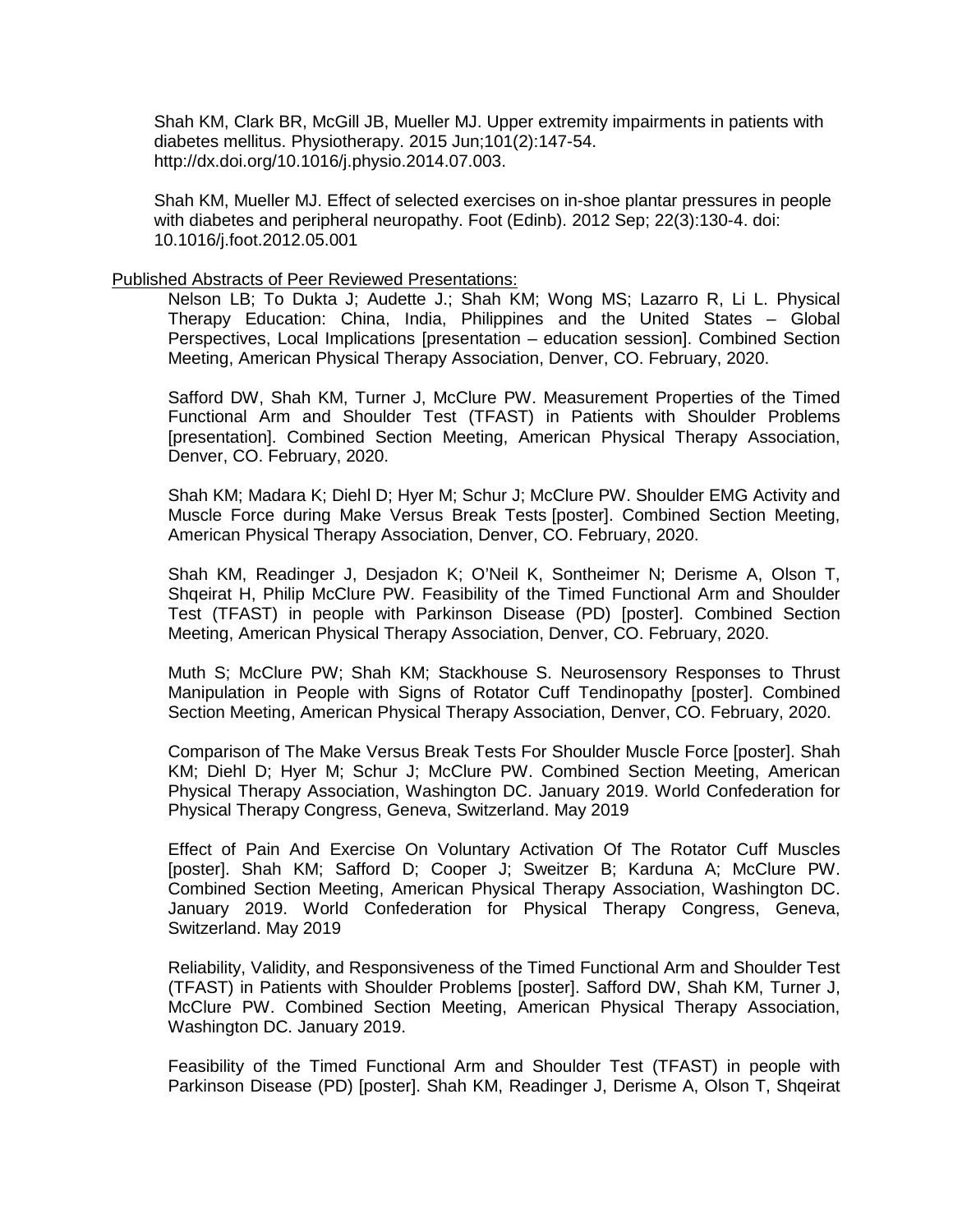Shah KM, Clark BR, McGill JB, Mueller MJ. Upper extremity impairments in patients with diabetes mellitus. Physiotherapy. 2015 Jun;101(2):147-54. http://dx.doi.org/10.1016/j.physio.2014.07.003.

Shah KM, Mueller MJ. Effect of selected exercises on in-shoe plantar pressures in people with diabetes and peripheral neuropathy. Foot (Edinb). 2012 Sep; 22(3):130-4. doi: 10.1016/j.foot.2012.05.001

<u>Published Abstracts of Peer Reviewed Presentations:</u>

Nelson LB; To Dukta J; Audette J.; Shah KM; Wong MS; Lazarro R, Li L. Physical Therapy Education: China, India, Philippines and the United States – Global Perspectives, Local Implications [presentation – education session]. Combined Section Meeting, American Physical Therapy Association, Denver, CO. February, 2020.

Safford DW, Shah KM, Turner J, McClure PW. Measurement Properties of the Timed Functional Arm and Shoulder Test (TFAST) in Patients with Shoulder Problems [presentation]. Combined Section Meeting, American Physical Therapy Association, Denver, CO. February, 2020.

Shah KM; Madara K; Diehl D; Hyer M; Schur J; McClure PW. Shoulder EMG Activity and Muscle Force during Make Versus Break Tests [poster]. Combined Section Meeting, American Physical Therapy Association, Denver, CO. February, 2020.

Shah KM, Readinger J, Desjadon K; O'Neil K, Sontheimer N; Derisme A, Olson T, Shqeirat H, Philip McClure PW. Feasibility of the Timed Functional Arm and Shoulder Test (TFAST) in people with Parkinson Disease (PD) [poster]. Combined Section Meeting, American Physical Therapy Association, Denver, CO. February, 2020.

Muth S; McClure PW; Shah KM; Stackhouse S. Neurosensory Responses to Thrust Manipulation in People with Signs of Rotator Cuff Tendinopathy [poster]. Combined Section Meeting, American Physical Therapy Association, Denver, CO. February, 2020.

Comparison of The Make Versus Break Tests For Shoulder Muscle Force [poster]. Shah KM; Diehl D; Hyer M; Schur J; McClure PW. Combined Section Meeting, American Physical Therapy Association, Washington DC. January 2019. World Confederation for Physical Therapy Congress, Geneva, Switzerland. May 2019

Effect of Pain And Exercise On Voluntary Activation Of The Rotator Cuff Muscles [poster]. Shah KM; Safford D; Cooper J; Sweitzer B; Karduna A; McClure PW. Combined Section Meeting, American Physical Therapy Association, Washington DC. January 2019. World Confederation for Physical Therapy Congress, Geneva, Switzerland. May 2019

Reliability, Validity, and Responsiveness of the Timed Functional Arm and Shoulder Test (TFAST) in Patients with Shoulder Problems [poster]. Safford DW, Shah KM, Turner J, McClure PW. Combined Section Meeting, American Physical Therapy Association, Washington DC. January 2019.

Feasibility of the Timed Functional Arm and Shoulder Test (TFAST) in people with Parkinson Disease (PD) [poster]. Shah KM, Readinger J, Derisme A, Olson T, Shqeirat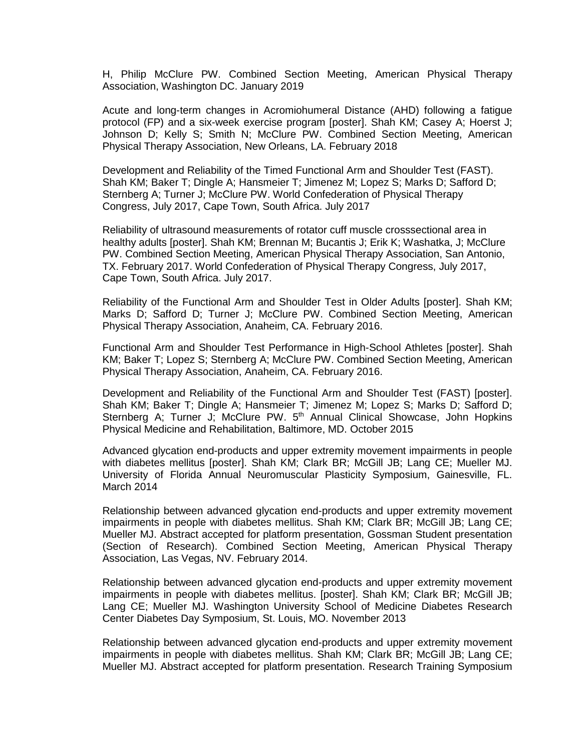H, Philip McClure PW. Combined Section Meeting, American Physical Therapy Association, Washington DC. January 2019

Acute and long-term changes in Acromiohumeral Distance (AHD) following a fatigue protocol (FP) and a six-week exercise program [poster]. Shah KM; Casey A; Hoerst J; Johnson D; Kelly S; Smith N; McClure PW. Combined Section Meeting, American Physical Therapy Association, New Orleans, LA. February 2018

Development and Reliability of the Timed Functional Arm and Shoulder Test (FAST). Shah KM; Baker T; Dingle A; Hansmeier T; Jimenez M; Lopez S; Marks D; Safford D; Sternberg A; Turner J; McClure PW. World Confederation of Physical Therapy Congress, July 2017, Cape Town, South Africa. July 2017

Reliability of ultrasound measurements of rotator cuff muscle crosssectional area in healthy adults [poster]. Shah KM; Brennan M; Bucantis J; Erik K; Washatka, J; McClure PW. Combined Section Meeting, American Physical Therapy Association, San Antonio, TX. February 2017. World Confederation of Physical Therapy Congress, July 2017, Cape Town, South Africa. July 2017.

Reliability of the Functional Arm and Shoulder Test in Older Adults [poster]. Shah KM; Marks D; Safford D; Turner J; McClure PW. Combined Section Meeting, American Physical Therapy Association, Anaheim, CA. February 2016.

Functional Arm and Shoulder Test Performance in High-School Athletes [poster]. Shah KM; Baker T; Lopez S; Sternberg A; McClure PW. Combined Section Meeting, American Physical Therapy Association, Anaheim, CA. February 2016.

Development and Reliability of the Functional Arm and Shoulder Test (FAST) [poster]. Shah KM; Baker T; Dingle A; Hansmeier T; Jimenez M; Lopez S; Marks D; Safford D; Sternberg A; Turner J; McClure PW. 5th Annual Clinical Showcase, John Hopkins Physical Medicine and Rehabilitation, Baltimore, MD. October 2015

Advanced glycation end-products and upper extremity movement impairments in people with diabetes mellitus [poster]. Shah KM; Clark BR; McGill JB; Lang CE; Mueller MJ. University of Florida Annual Neuromuscular Plasticity Symposium, Gainesville, FL. March 2014

Relationship between advanced glycation end-products and upper extremity movement impairments in people with diabetes mellitus. Shah KM; Clark BR; McGill JB; Lang CE; Mueller MJ. Abstract accepted for platform presentation, Gossman Student presentation (Section of Research). Combined Section Meeting, American Physical Therapy Association, Las Vegas, NV. February 2014.

Relationship between advanced glycation end-products and upper extremity movement impairments in people with diabetes mellitus. [poster]. Shah KM; Clark BR; McGill JB; Lang CE; Mueller MJ. Washington University School of Medicine Diabetes Research Center Diabetes Day Symposium, St. Louis, MO. November 2013

Relationship between advanced glycation end-products and upper extremity movement impairments in people with diabetes mellitus. Shah KM; Clark BR; McGill JB; Lang CE; Mueller MJ. Abstract accepted for platform presentation. Research Training Symposium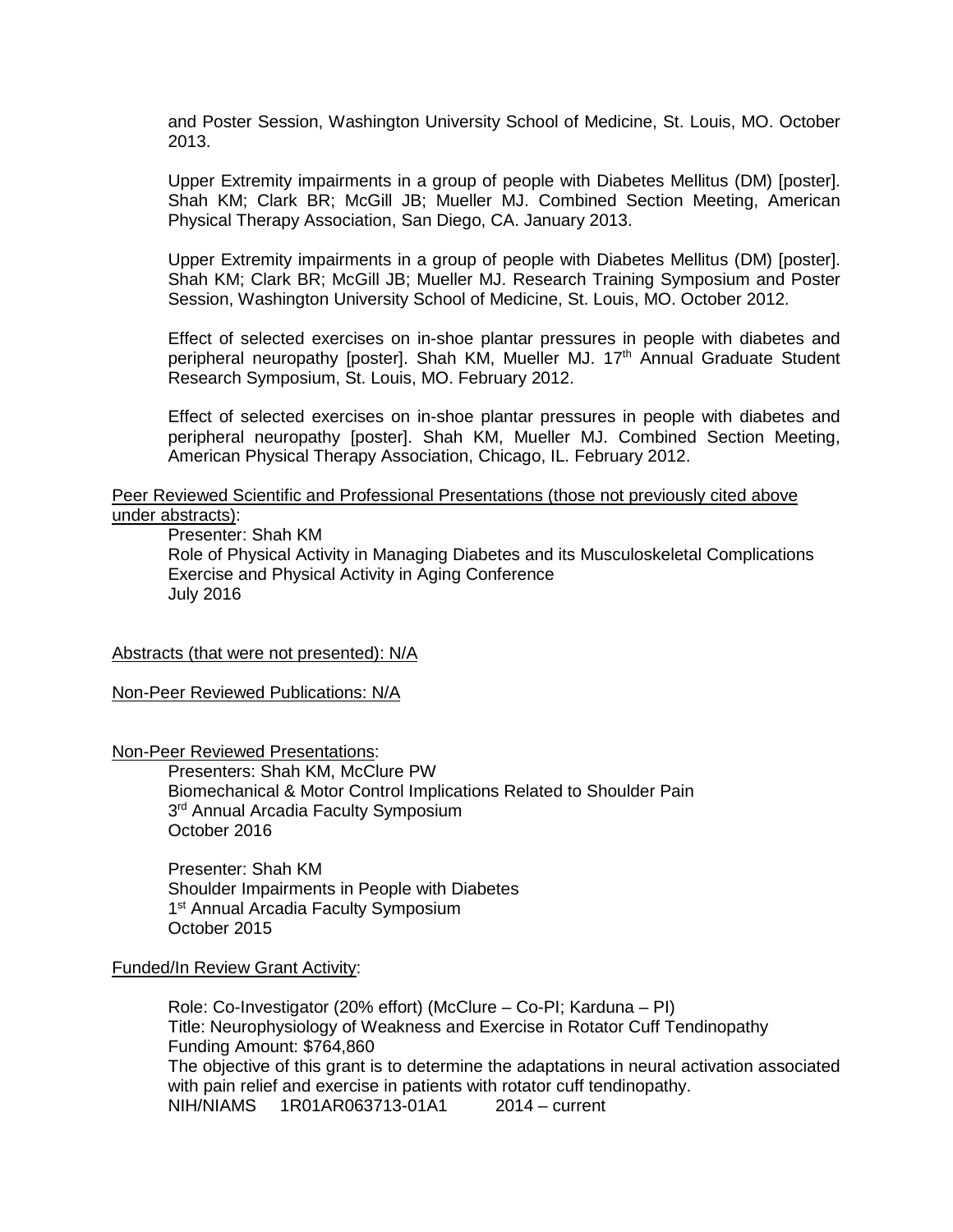and Poster Session, Washington University School of Medicine, St. Louis, MO. October 2013.

Upper Extremity impairments in a group of people with Diabetes Mellitus (DM) [poster]. Shah KM; Clark BR; McGill JB; Mueller MJ. Combined Section Meeting, American Physical Therapy Association, San Diego, CA. January 2013.

Upper Extremity impairments in a group of people with Diabetes Mellitus (DM) [poster]. Shah KM; Clark BR; McGill JB; Mueller MJ. Research Training Symposium and Poster Session, Washington University School of Medicine, St. Louis, MO. October 2012.

Effect of selected exercises on in-shoe plantar pressures in people with diabetes and peripheral neuropathy [poster]. Shah KM, Mueller MJ. 17th Annual Graduate Student Research Symposium, St. Louis, MO. February 2012.

Effect of selected exercises on in-shoe plantar pressures in people with diabetes and peripheral neuropathy [poster]. Shah KM, Mueller MJ. Combined Section Meeting, American Physical Therapy Association, Chicago, IL. February 2012.

<u>Peer Reviewed Scientific and Professional Presentations (those not previously cited above under abstracts)</u>:

Presenter: Shah KM
Role of Physical Activity in Managing Diabetes and its Musculoskeletal Complications
Exercise and Physical Activity in Aging Conference
July 2016

<u>Abstracts (that were not presented): N/A</u>

<u>Non-Peer Reviewed Publications: N/A</u>

<u>Non-Peer Reviewed Presentations</u>:

Presenters: Shah KM, McClure PW
Biomechanical & Motor Control Implications Related to Shoulder Pain
3rd Annual Arcadia Faculty Symposium
October 2016

Presenter: Shah KM
Shoulder Impairments in People with Diabetes
1st Annual Arcadia Faculty Symposium
October 2015

<u>Funded/In Review Grant Activity</u>:

Role: Co-Investigator (20% effort) (McClure – Co-PI; Karduna – PI)
Title: Neurophysiology of Weakness and Exercise in Rotator Cuff Tendinopathy
Funding Amount: $764,860
The objective of this grant is to determine the adaptations in neural activation associated with pain relief and exercise in patients with rotator cuff tendinopathy.
NIH/NIAMS 1R01AR063713-01A1 2014 – current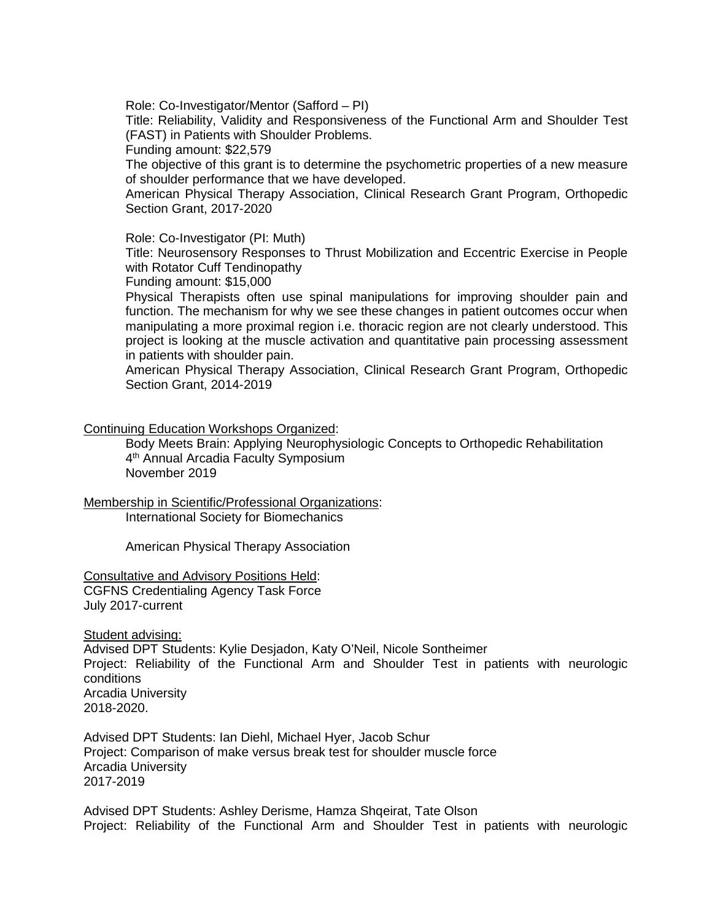Role: Co-Investigator/Mentor (Safford – PI)
Title: Reliability, Validity and Responsiveness of the Functional Arm and Shoulder Test (FAST) in Patients with Shoulder Problems.
Funding amount: $22,579
The objective of this grant is to determine the psychometric properties of a new measure of shoulder performance that we have developed.
American Physical Therapy Association, Clinical Research Grant Program, Orthopedic Section Grant, 2017-2020

Role: Co-Investigator (PI: Muth)
Title: Neurosensory Responses to Thrust Mobilization and Eccentric Exercise in People with Rotator Cuff Tendinopathy
Funding amount: $15,000
Physical Therapists often use spinal manipulations for improving shoulder pain and function. The mechanism for why we see these changes in patient outcomes occur when manipulating a more proximal region i.e. thoracic region are not clearly understood. This project is looking at the muscle activation and quantitative pain processing assessment in patients with shoulder pain.
American Physical Therapy Association, Clinical Research Grant Program, Orthopedic Section Grant, 2014-2019

Continuing Education Workshops Organized:

Body Meets Brain: Applying Neurophysiologic Concepts to Orthopedic Rehabilitation
4th Annual Arcadia Faculty Symposium
November 2019

Membership in Scientific/Professional Organizations:

International Society for Biomechanics

American Physical Therapy Association

Consultative and Advisory Positions Held:
CGFNS Credentialing Agency Task Force
July 2017-current

Student advising:
Advised DPT Students: Kylie Desjadon, Katy O'Neil, Nicole Sontheimer
Project: Reliability of the Functional Arm and Shoulder Test in patients with neurologic conditions
Arcadia University
2018-2020.

Advised DPT Students: Ian Diehl, Michael Hyer, Jacob Schur
Project: Comparison of make versus break test for shoulder muscle force
Arcadia University
2017-2019

Advised DPT Students: Ashley Derisme, Hamza Shqeirat, Tate Olson
Project: Reliability of the Functional Arm and Shoulder Test in patients with neurologic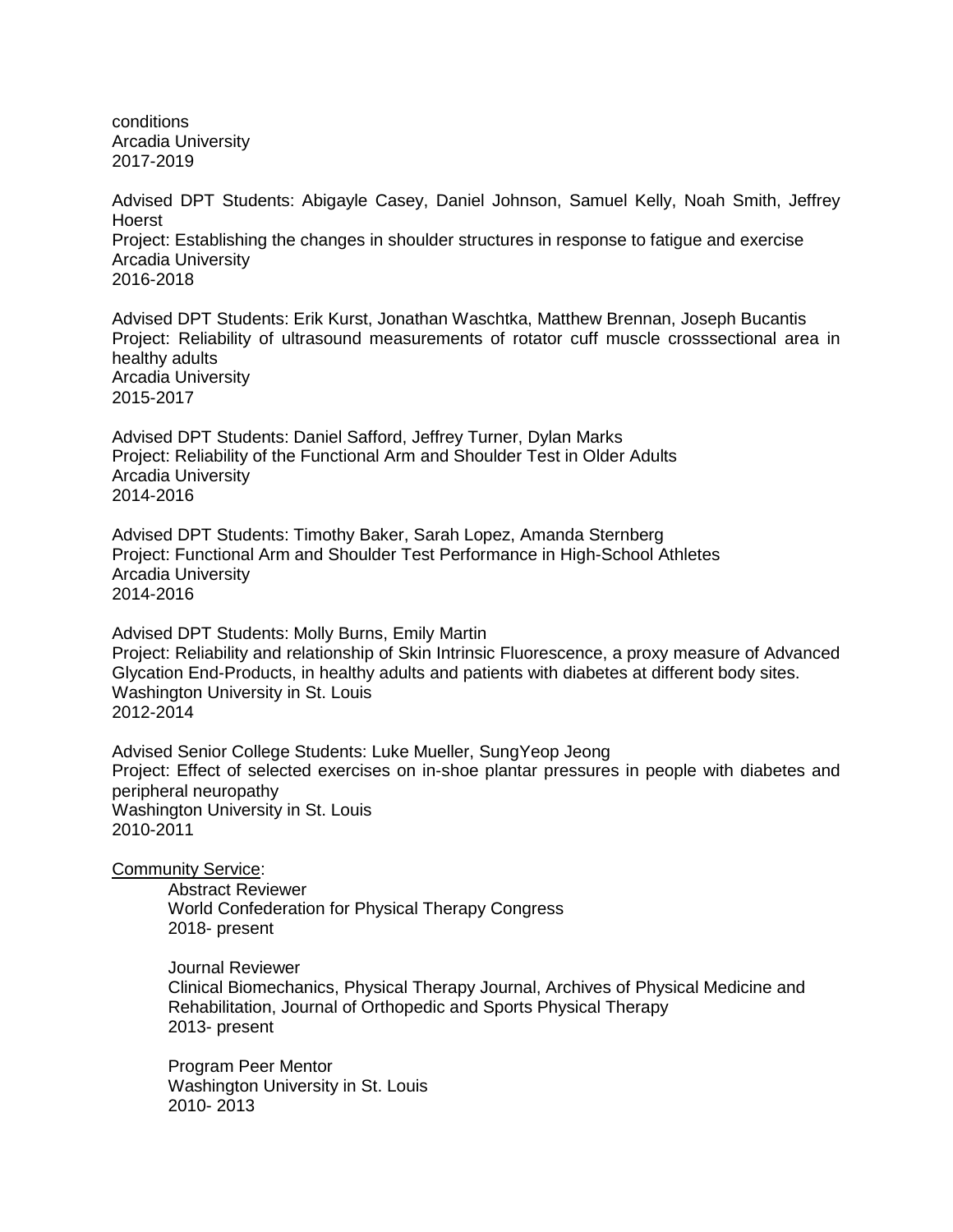conditions
Arcadia University
2017-2019

Advised DPT Students: Abigayle Casey, Daniel Johnson, Samuel Kelly, Noah Smith, Jeffrey Hoerst
Project: Establishing the changes in shoulder structures in response to fatigue and exercise
Arcadia University
2016-2018

Advised DPT Students: Erik Kurst, Jonathan Waschtka, Matthew Brennan, Joseph Bucantis
Project: Reliability of ultrasound measurements of rotator cuff muscle crosssectional area in healthy adults
Arcadia University
2015-2017

Advised DPT Students: Daniel Safford, Jeffrey Turner, Dylan Marks
Project: Reliability of the Functional Arm and Shoulder Test in Older Adults
Arcadia University
2014-2016

Advised DPT Students: Timothy Baker, Sarah Lopez, Amanda Sternberg
Project: Functional Arm and Shoulder Test Performance in High-School Athletes
Arcadia University
2014-2016

Advised DPT Students: Molly Burns, Emily Martin
Project: Reliability and relationship of Skin Intrinsic Fluorescence, a proxy measure of Advanced Glycation End-Products, in healthy adults and patients with diabetes at different body sites.
Washington University in St. Louis
2012-2014

Advised Senior College Students: Luke Mueller, SungYeop Jeong
Project: Effect of selected exercises on in-shoe plantar pressures in people with diabetes and peripheral neuropathy
Washington University in St. Louis
2010-2011

<u>Community Service</u>:

Abstract Reviewer
World Confederation for Physical Therapy Congress
2018- present

Journal Reviewer
Clinical Biomechanics, Physical Therapy Journal, Archives of Physical Medicine and Rehabilitation, Journal of Orthopedic and Sports Physical Therapy
2013- present

Program Peer Mentor
Washington University in St. Louis
2010- 2013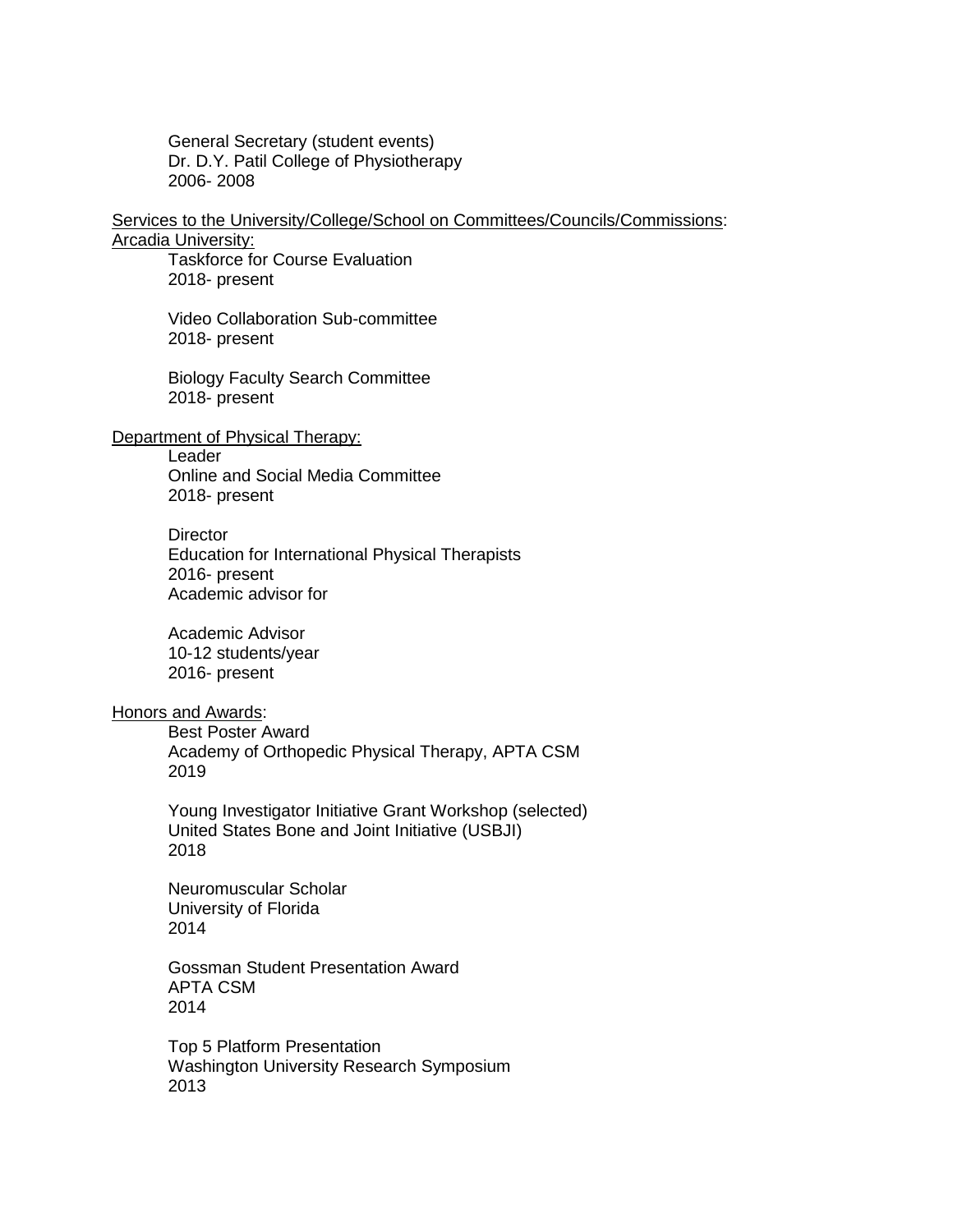General Secretary (student events)
Dr. D.Y. Patil College of Physiotherapy
2006- 2008

<u>Services to the University/College/School on Committees/Councils/Commissions</u>:

<u>Arcadia University:</u>

Taskforce for Course Evaluation
2018- present

Video Collaboration Sub-committee
2018- present

Biology Faculty Search Committee
2018- present

<u>Department of Physical Therapy:</u>

Leader
Online and Social Media Committee
2018- present

Director
Education for International Physical Therapists
2016- present
Academic advisor for

Academic Advisor
10-12 students/year
2016- present

<u>Honors and Awards</u>:

Best Poster Award
Academy of Orthopedic Physical Therapy, APTA CSM
2019

Young Investigator Initiative Grant Workshop (selected)
United States Bone and Joint Initiative (USBJI)
2018

Neuromuscular Scholar
University of Florida
2014

Gossman Student Presentation Award
APTA CSM
2014

Top 5 Platform Presentation
Washington University Research Symposium
2013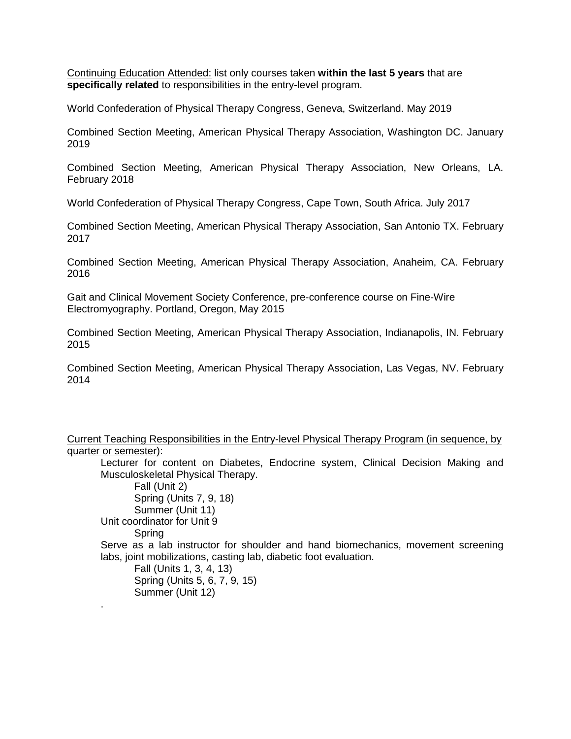Continuing Education Attended: list only courses taken **within the last 5 years** that are **specifically related** to responsibilities in the entry-level program.

World Confederation of Physical Therapy Congress, Geneva, Switzerland. May 2019

Combined Section Meeting, American Physical Therapy Association, Washington DC. January 2019

Combined Section Meeting, American Physical Therapy Association, New Orleans, LA. February 2018

World Confederation of Physical Therapy Congress, Cape Town, South Africa. July 2017

Combined Section Meeting, American Physical Therapy Association, San Antonio TX. February 2017

Combined Section Meeting, American Physical Therapy Association, Anaheim, CA. February 2016

Gait and Clinical Movement Society Conference, pre-conference course on Fine-Wire Electromyography. Portland, Oregon, May 2015

Combined Section Meeting, American Physical Therapy Association, Indianapolis, IN. February 2015

Combined Section Meeting, American Physical Therapy Association, Las Vegas, NV. February 2014

Current Teaching Responsibilities in the Entry-level Physical Therapy Program (in sequence, by quarter or semester):

- Lecturer for content on Diabetes, Endocrine system, Clinical Decision Making and Musculoskeletal Physical Therapy.
  - Fall (Unit 2)
  - Spring (Units 7, 9, 18)
  - Summer (Unit 11)
- Unit coordinator for Unit 9
  - Spring
- Serve as a lab instructor for shoulder and hand biomechanics, movement screening labs, joint mobilizations, casting lab, diabetic foot evaluation.
  - Fall (Units 1, 3, 4, 13)
  - Spring (Units 5, 6, 7, 9, 15)
  - Summer (Unit 12)

.